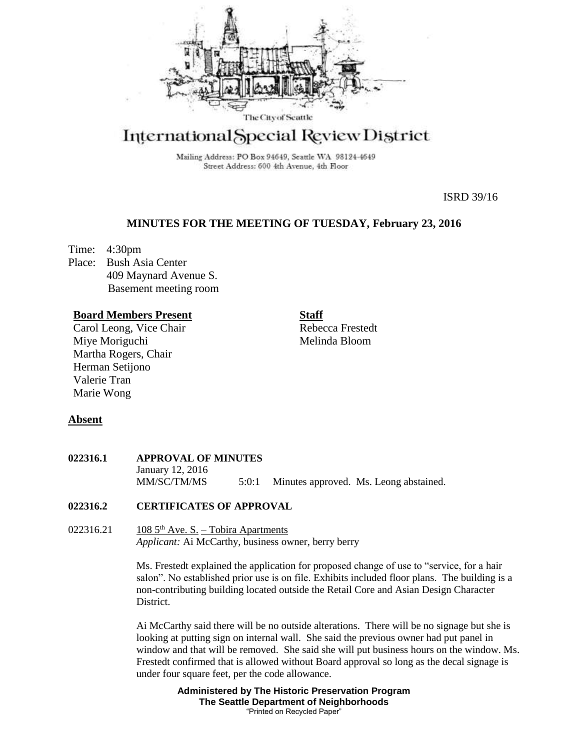The City of Seattle

# International Special Review District

Mailing Address: PO Box 94649, Seattle WA 98124-4649
Street Address: 600 4th Avenue, 4th Floor

ISRD 39/16

## MINUTES FOR THE MEETING OF TUESDAY, February 23, 2016

Time: 4:30pm
Place: Bush Asia Center
409 Maynard Avenue S.
Basement meeting room

**Board Members Present**
Carol Leong, Vice Chair
Miye Moriguchi
Martha Rogers, Chair
Herman Setijono
Valerie Tran
Marie Wong

**Staff**
Rebecca Frestedt
Melinda Bloom

**Absent**

**022316.1 APPROVAL OF MINUTES**
January 12, 2016
MM/SC/TM/MS 5:0:1 Minutes approved. Ms. Leong abstained.

**022316.2 CERTIFICATES OF APPROVAL**

022316.21 108 5th Ave. S. – Tobira Apartments
*Applicant:* Ai McCarthy, business owner, berry berry

Ms. Frestedt explained the application for proposed change of use to "service, for a hair salon". No established prior use is on file. Exhibits included floor plans. The building is a non-contributing building located outside the Retail Core and Asian Design Character District.

Ai McCarthy said there will be no outside alterations. There will be no signage but she is looking at putting sign on internal wall. She said the previous owner had put panel in window and that will be removed. She said she will put business hours on the window. Ms. Frestedt confirmed that is allowed without Board approval so long as the decal signage is under four square feet, per the code allowance.

**Administered by The Historic Preservation Program**
**The Seattle Department of Neighborhoods**
"Printed on Recycled Paper"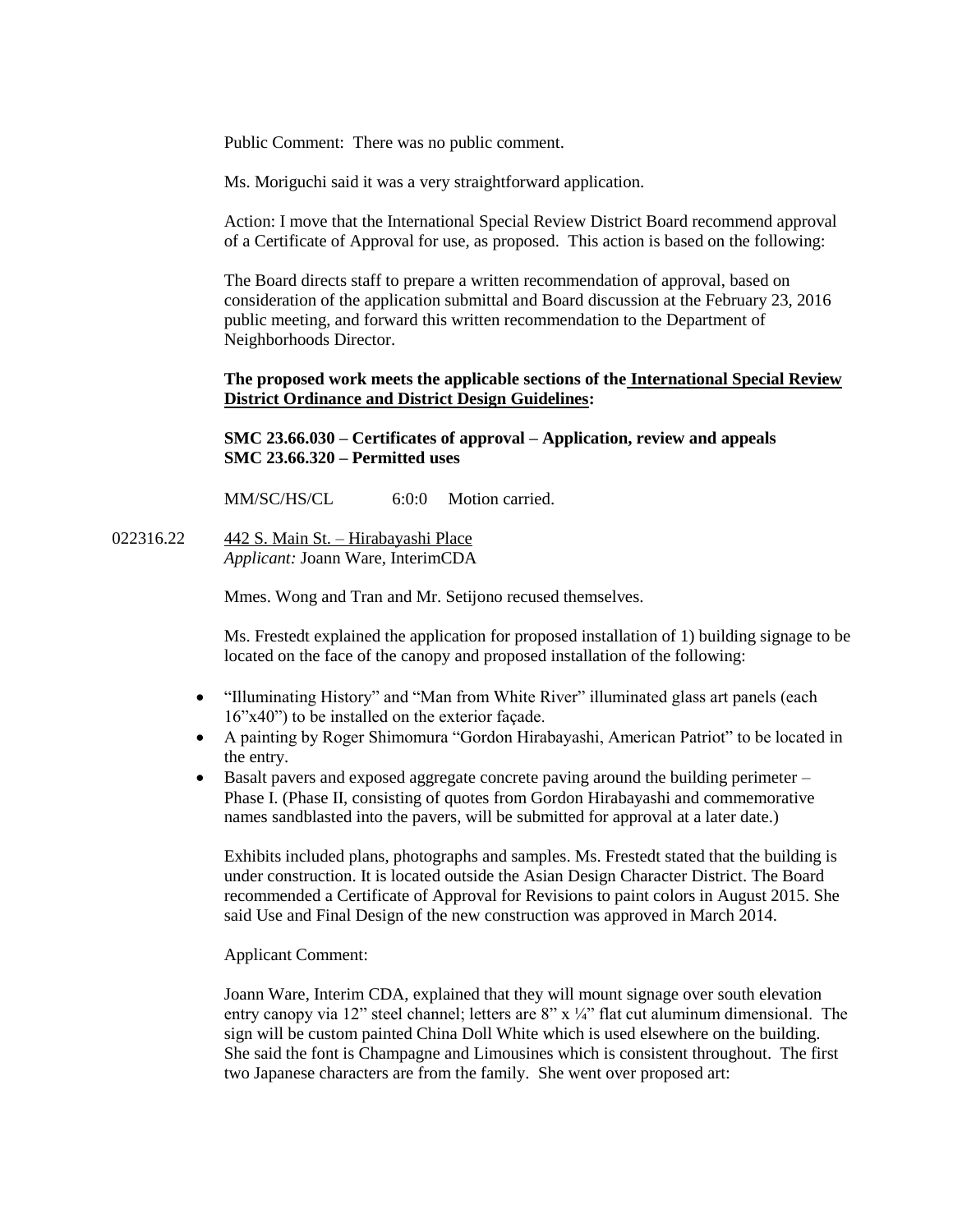Public Comment: There was no public comment.

Ms. Moriguchi said it was a very straightforward application.

Action: I move that the International Special Review District Board recommend approval of a Certificate of Approval for use, as proposed. This action is based on the following:

The Board directs staff to prepare a written recommendation of approval, based on consideration of the application submittal and Board discussion at the February 23, 2016 public meeting, and forward this written recommendation to the Department of Neighborhoods Director.

**The proposed work meets the applicable sections of the International Special Review District Ordinance and District Design Guidelines:**

**SMC 23.66.030 – Certificates of approval – Application, review and appeals**
**SMC 23.66.320 – Permitted uses**

MM/SC/HS/CL 6:0:0 Motion carried.

022316.22 442 S. Main St. – Hirabayashi Place
*Applicant:* Joann Ware, InterimCDA

Mmes. Wong and Tran and Mr. Setijono recused themselves.

Ms. Frestedt explained the application for proposed installation of 1) building signage to be located on the face of the canopy and proposed installation of the following:

- "Illuminating History" and "Man from White River" illuminated glass art panels (each 16"x40") to be installed on the exterior façade.
- A painting by Roger Shimomura "Gordon Hirabayashi, American Patriot" to be located in the entry.
- Basalt pavers and exposed aggregate concrete paving around the building perimeter – Phase I. (Phase II, consisting of quotes from Gordon Hirabayashi and commemorative names sandblasted into the pavers, will be submitted for approval at a later date.)

Exhibits included plans, photographs and samples. Ms. Frestedt stated that the building is under construction. It is located outside the Asian Design Character District. The Board recommended a Certificate of Approval for Revisions to paint colors in August 2015. She said Use and Final Design of the new construction was approved in March 2014.

Applicant Comment:

Joann Ware, Interim CDA, explained that they will mount signage over south elevation entry canopy via 12" steel channel; letters are 8" x ¼" flat cut aluminum dimensional. The sign will be custom painted China Doll White which is used elsewhere on the building. She said the font is Champagne and Limousines which is consistent throughout. The first two Japanese characters are from the family. She went over proposed art: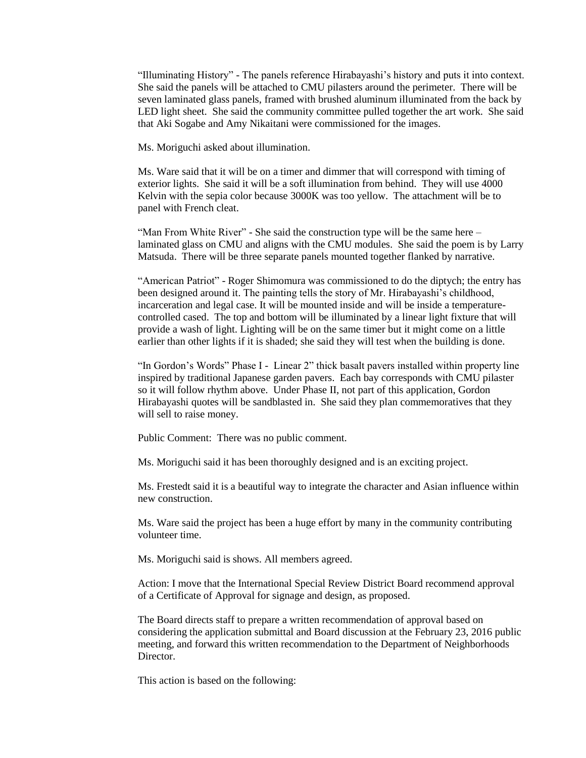"Illuminating History" - The panels reference Hirabayashi's history and puts it into context. She said the panels will be attached to CMU pilasters around the perimeter. There will be seven laminated glass panels, framed with brushed aluminum illuminated from the back by LED light sheet. She said the community committee pulled together the art work. She said that Aki Sogabe and Amy Nikaitani were commissioned for the images.

Ms. Moriguchi asked about illumination.

Ms. Ware said that it will be on a timer and dimmer that will correspond with timing of exterior lights. She said it will be a soft illumination from behind. They will use 4000 Kelvin with the sepia color because 3000K was too yellow. The attachment will be to panel with French cleat.

"Man From White River" - She said the construction type will be the same here – laminated glass on CMU and aligns with the CMU modules. She said the poem is by Larry Matsuda. There will be three separate panels mounted together flanked by narrative.

"American Patriot" - Roger Shimomura was commissioned to do the diptych; the entry has been designed around it. The painting tells the story of Mr. Hirabayashi's childhood, incarceration and legal case. It will be mounted inside and will be inside a temperature-controlled cased. The top and bottom will be illuminated by a linear light fixture that will provide a wash of light. Lighting will be on the same timer but it might come on a little earlier than other lights if it is shaded; she said they will test when the building is done.

"In Gordon's Words" Phase I - Linear 2" thick basalt pavers installed within property line inspired by traditional Japanese garden pavers. Each bay corresponds with CMU pilaster so it will follow rhythm above. Under Phase II, not part of this application, Gordon Hirabayashi quotes will be sandblasted in. She said they plan commemoratives that they will sell to raise money.

Public Comment: There was no public comment.

Ms. Moriguchi said it has been thoroughly designed and is an exciting project.

Ms. Frestedt said it is a beautiful way to integrate the character and Asian influence within new construction.

Ms. Ware said the project has been a huge effort by many in the community contributing volunteer time.

Ms. Moriguchi said is shows. All members agreed.

Action: I move that the International Special Review District Board recommend approval of a Certificate of Approval for signage and design, as proposed.

The Board directs staff to prepare a written recommendation of approval based on considering the application submittal and Board discussion at the February 23, 2016 public meeting, and forward this written recommendation to the Department of Neighborhoods Director.

This action is based on the following: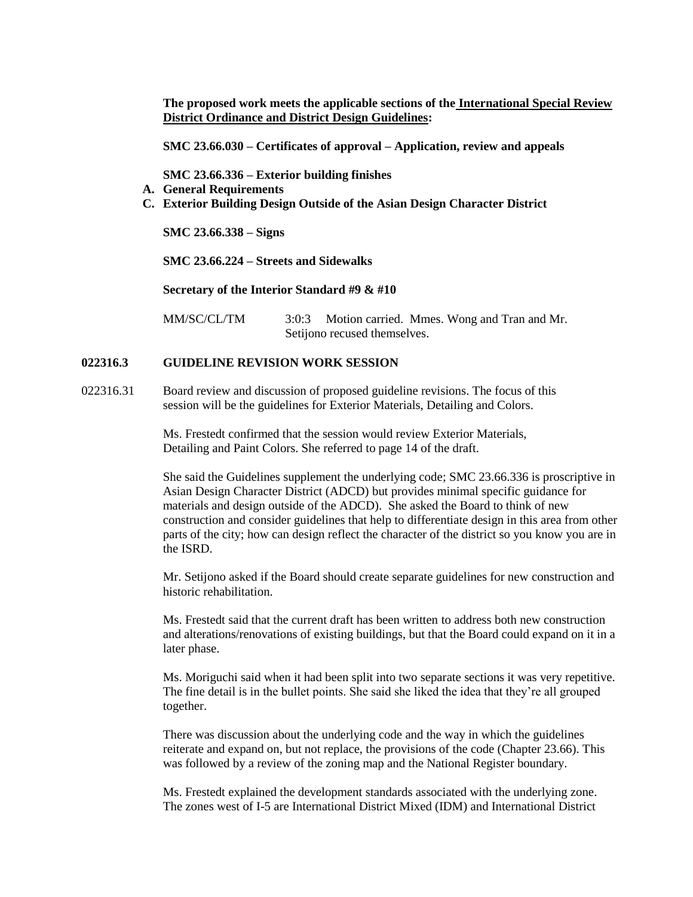**The proposed work meets the applicable sections of the International Special Review District Ordinance and District Design Guidelines:**

**SMC 23.66.030 – Certificates of approval – Application, review and appeals**

**SMC 23.66.336 – Exterior building finishes**

**A. General Requirements**

**C. Exterior Building Design Outside of the Asian Design Character District**

**SMC 23.66.338 – Signs**

**SMC 23.66.224 – Streets and Sidewalks**

**Secretary of the Interior Standard #9 & #10**

MM/SC/CL/TM 3:0:3 Motion carried. Mmes. Wong and Tran and Mr. Setijono recused themselves.

### 022316.3 GUIDELINE REVISION WORK SESSION

022316.31 Board review and discussion of proposed guideline revisions. The focus of this session will be the guidelines for Exterior Materials, Detailing and Colors.

Ms. Frestedt confirmed that the session would review Exterior Materials, Detailing and Paint Colors. She referred to page 14 of the draft.

She said the Guidelines supplement the underlying code; SMC 23.66.336 is proscriptive in Asian Design Character District (ADCD) but provides minimal specific guidance for materials and design outside of the ADCD). She asked the Board to think of new construction and consider guidelines that help to differentiate design in this area from other parts of the city; how can design reflect the character of the district so you know you are in the ISRD.

Mr. Setijono asked if the Board should create separate guidelines for new construction and historic rehabilitation.

Ms. Frestedt said that the current draft has been written to address both new construction and alterations/renovations of existing buildings, but that the Board could expand on it in a later phase.

Ms. Moriguchi said when it had been split into two separate sections it was very repetitive. The fine detail is in the bullet points. She said she liked the idea that they're all grouped together.

There was discussion about the underlying code and the way in which the guidelines reiterate and expand on, but not replace, the provisions of the code (Chapter 23.66). This was followed by a review of the zoning map and the National Register boundary.

Ms. Frestedt explained the development standards associated with the underlying zone. The zones west of I-5 are International District Mixed (IDM) and International District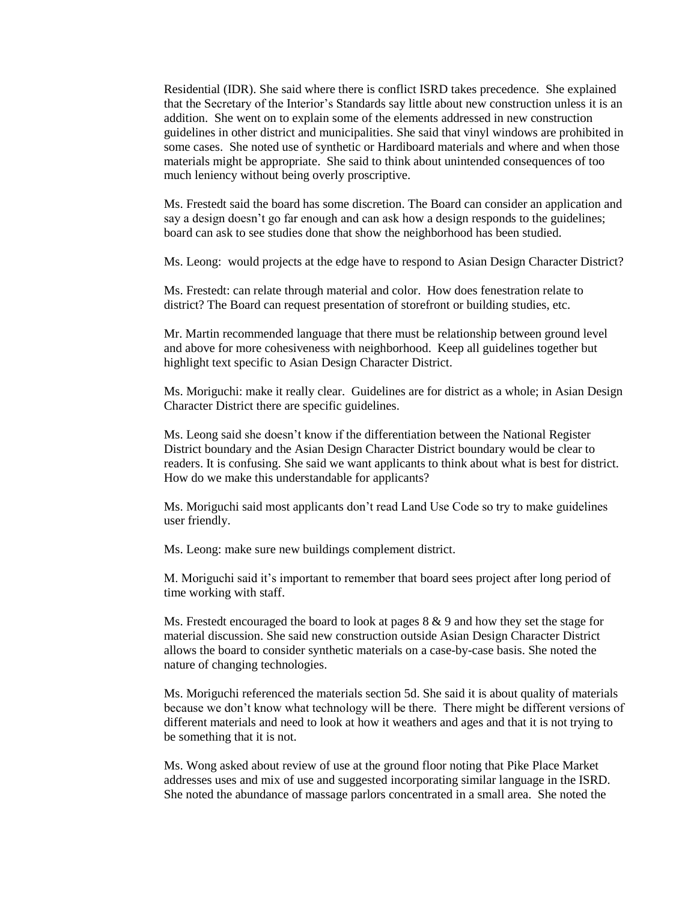Residential (IDR). She said where there is conflict ISRD takes precedence. She explained that the Secretary of the Interior's Standards say little about new construction unless it is an addition. She went on to explain some of the elements addressed in new construction guidelines in other district and municipalities. She said that vinyl windows are prohibited in some cases. She noted use of synthetic or Hardiboard materials and where and when those materials might be appropriate. She said to think about unintended consequences of too much leniency without being overly proscriptive.

Ms. Frestedt said the board has some discretion. The Board can consider an application and say a design doesn't go far enough and can ask how a design responds to the guidelines; board can ask to see studies done that show the neighborhood has been studied.

Ms. Leong: would projects at the edge have to respond to Asian Design Character District?

Ms. Frestedt: can relate through material and color. How does fenestration relate to district? The Board can request presentation of storefront or building studies, etc.

Mr. Martin recommended language that there must be relationship between ground level and above for more cohesiveness with neighborhood. Keep all guidelines together but highlight text specific to Asian Design Character District.

Ms. Moriguchi: make it really clear. Guidelines are for district as a whole; in Asian Design Character District there are specific guidelines.

Ms. Leong said she doesn't know if the differentiation between the National Register District boundary and the Asian Design Character District boundary would be clear to readers. It is confusing. She said we want applicants to think about what is best for district. How do we make this understandable for applicants?

Ms. Moriguchi said most applicants don't read Land Use Code so try to make guidelines user friendly.

Ms. Leong: make sure new buildings complement district.

M. Moriguchi said it's important to remember that board sees project after long period of time working with staff.

Ms. Frestedt encouraged the board to look at pages 8 & 9 and how they set the stage for material discussion. She said new construction outside Asian Design Character District allows the board to consider synthetic materials on a case-by-case basis. She noted the nature of changing technologies.

Ms. Moriguchi referenced the materials section 5d. She said it is about quality of materials because we don't know what technology will be there. There might be different versions of different materials and need to look at how it weathers and ages and that it is not trying to be something that it is not.

Ms. Wong asked about review of use at the ground floor noting that Pike Place Market addresses uses and mix of use and suggested incorporating similar language in the ISRD. She noted the abundance of massage parlors concentrated in a small area. She noted the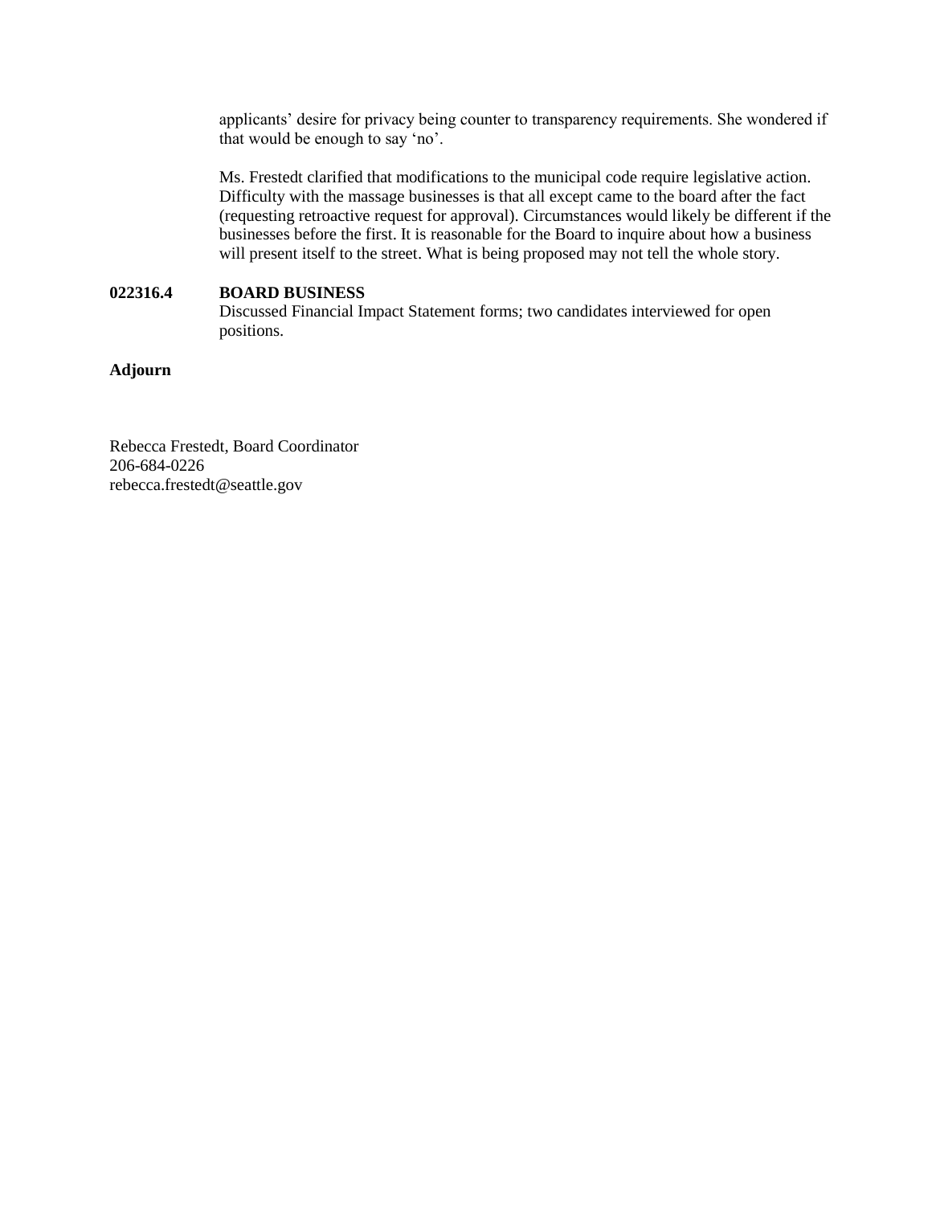applicants' desire for privacy being counter to transparency requirements. She wondered if that would be enough to say 'no'.

Ms. Frestedt clarified that modifications to the municipal code require legislative action. Difficulty with the massage businesses is that all except came to the board after the fact (requesting retroactive request for approval). Circumstances would likely be different if the businesses before the first. It is reasonable for the Board to inquire about how a business will present itself to the street. What is being proposed may not tell the whole story.

**022316.4 BOARD BUSINESS**

Discussed Financial Impact Statement forms; two candidates interviewed for open positions.

**Adjourn**

Rebecca Frestedt, Board Coordinator
206-684-0226
rebecca.frestedt@seattle.gov